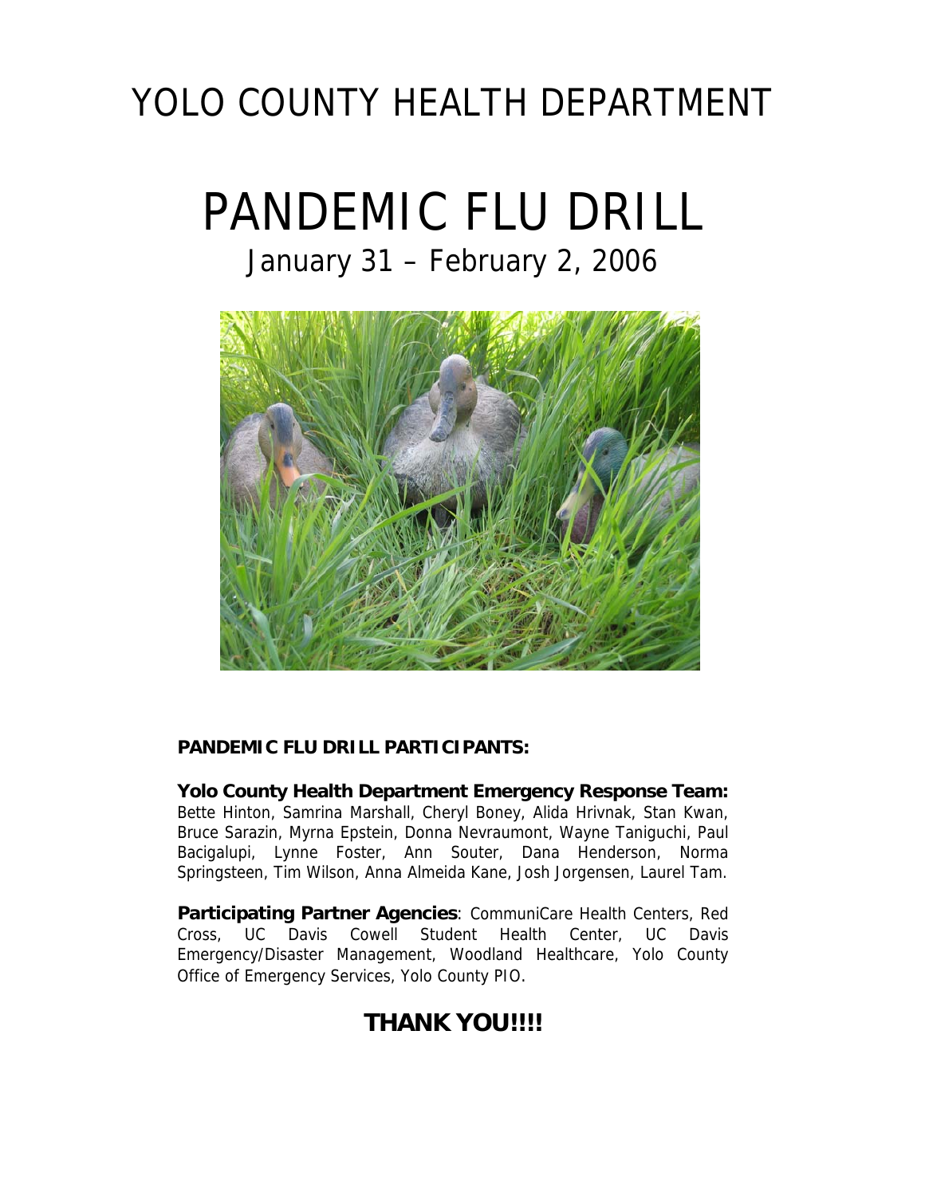# YOLO COUNTY HEALTH DEPARTMENT

# PANDEMIC FLU DRILL

## January 31 – February 2, 2006

**PANDEMIC FLU DRILL PARTICIPANTS:**

**Yolo County Health Department Emergency Response Team:** Bette Hinton, Samrina Marshall, Cheryl Boney, Alida Hrivnak, Stan Kwan, Bruce Sarazin, Myrna Epstein, Donna Nevraumont, Wayne Taniguchi, Paul Bacigalupi, Lynne Foster, Ann Souter, Dana Henderson, Norma Springsteen, Tim Wilson, Anna Almeida Kane, Josh Jorgensen, Laurel Tam.

**Participating Partner Agencies**: CommuniCare Health Centers, Red Cross, UC Davis Cowell Student Health Center, UC Davis Emergency/Disaster Management, Woodland Healthcare, Yolo County Office of Emergency Services, Yolo County PIO.

**THANK YOU!!!!**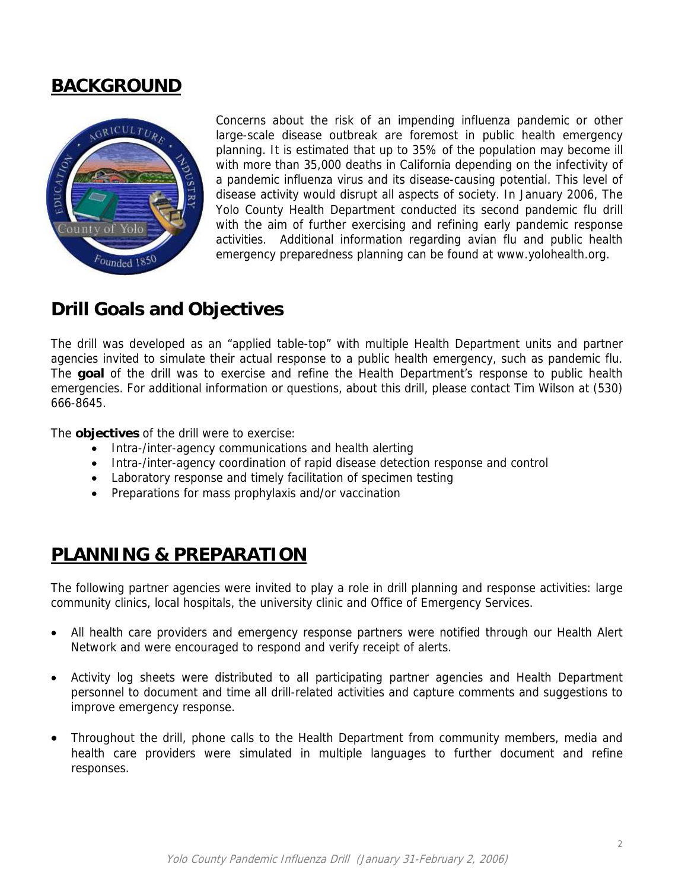## BACKGROUND

Concerns about the risk of an impending influenza pandemic or other large-scale disease outbreak are foremost in public health emergency planning. It is estimated that up to 35% of the population may become ill with more than 35,000 deaths in California depending on the infectivity of a pandemic influenza virus and its disease-causing potential. This level of disease activity would disrupt all aspects of society. In January 2006, The Yolo County Health Department conducted its second pandemic flu drill with the aim of further exercising and refining early pandemic response activities. Additional information regarding avian flu and public health emergency preparedness planning can be found at www.yolohealth.org.

## Drill Goals and Objectives

The drill was developed as an "applied table-top" with multiple Health Department units and partner agencies invited to simulate their actual response to a public health emergency, such as pandemic flu. The **goal** of the drill was to exercise and refine the Health Department's response to public health emergencies. For additional information or questions, about this drill, please contact Tim Wilson at (530) 666-8645.

The **objectives** of the drill were to exercise:

- Intra-/inter-agency communications and health alerting
- Intra-/inter-agency coordination of rapid disease detection response and control
- Laboratory response and timely facilitation of specimen testing
- Preparations for mass prophylaxis and/or vaccination

## PLANNING & PREPARATION

The following partner agencies were invited to play a role in drill planning and response activities: large community clinics, local hospitals, the university clinic and Office of Emergency Services.

- All health care providers and emergency response partners were notified through our Health Alert Network and were encouraged to respond and verify receipt of alerts.
- Activity log sheets were distributed to all participating partner agencies and Health Department personnel to document and time all drill-related activities and capture comments and suggestions to improve emergency response.
- Throughout the drill, phone calls to the Health Department from community members, media and health care providers were simulated in multiple languages to further document and refine responses.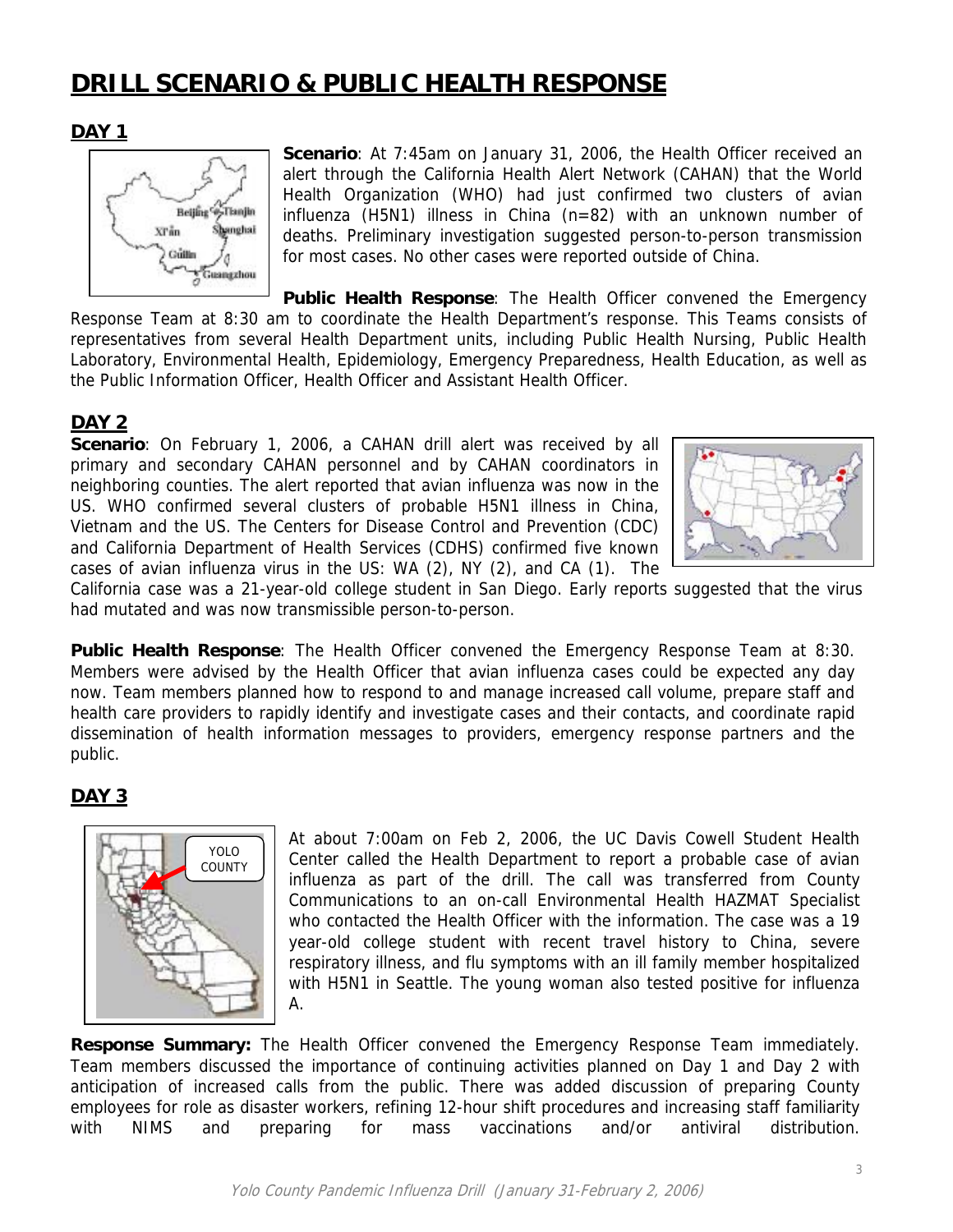# DRILL SCENARIO & PUBLIC HEALTH RESPONSE

## DAY 1

**Scenario**: At 7:45am on January 31, 2006, the Health Officer received an alert through the California Health Alert Network (CAHAN) that the World Health Organization (WHO) had just confirmed two clusters of avian influenza (H5N1) illness in China (n=82) with an unknown number of deaths. Preliminary investigation suggested person-to-person transmission for most cases. No other cases were reported outside of China.

**Public Health Response**: The Health Officer convened the Emergency Response Team at 8:30 am to coordinate the Health Department's response. This Teams consists of representatives from several Health Department units, including Public Health Nursing, Public Health Laboratory, Environmental Health, Epidemiology, Emergency Preparedness, Health Education, as well as the Public Information Officer, Health Officer and Assistant Health Officer.

## DAY 2

**Scenario**: On February 1, 2006, a CAHAN drill alert was received by all primary and secondary CAHAN personnel and by CAHAN coordinators in neighboring counties. The alert reported that avian influenza was now in the US. WHO confirmed several clusters of probable H5N1 illness in China, Vietnam and the US. The Centers for Disease Control and Prevention (CDC) and California Department of Health Services (CDHS) confirmed five known cases of avian influenza virus in the US: WA (2), NY (2), and CA (1). The California case was a 21-year-old college student in San Diego. Early reports suggested that the virus had mutated and was now transmissible person-to-person.

**Public Health Response**: The Health Officer convened the Emergency Response Team at 8:30. Members were advised by the Health Officer that avian influenza cases could be expected any day now. Team members planned how to respond to and manage increased call volume, prepare staff and health care providers to rapidly identify and investigate cases and their contacts, and coordinate rapid dissemination of health information messages to providers, emergency response partners and the public.

## DAY 3

At about 7:00am on Feb 2, 2006, the UC Davis Cowell Student Health Center called the Health Department to report a probable case of avian influenza as part of the drill. The call was transferred from County Communications to an on-call Environmental Health HAZMAT Specialist who contacted the Health Officer with the information. The case was a 19 year-old college student with recent travel history to China, severe respiratory illness, and flu symptoms with an ill family member hospitalized with H5N1 in Seattle. The young woman also tested positive for influenza A.

**Response Summary:** The Health Officer convened the Emergency Response Team immediately. Team members discussed the importance of continuing activities planned on Day 1 and Day 2 with anticipation of increased calls from the public. There was added discussion of preparing County employees for role as disaster workers, refining 12-hour shift procedures and increasing staff familiarity with NIMS and preparing for mass vaccinations and/or antiviral distribution.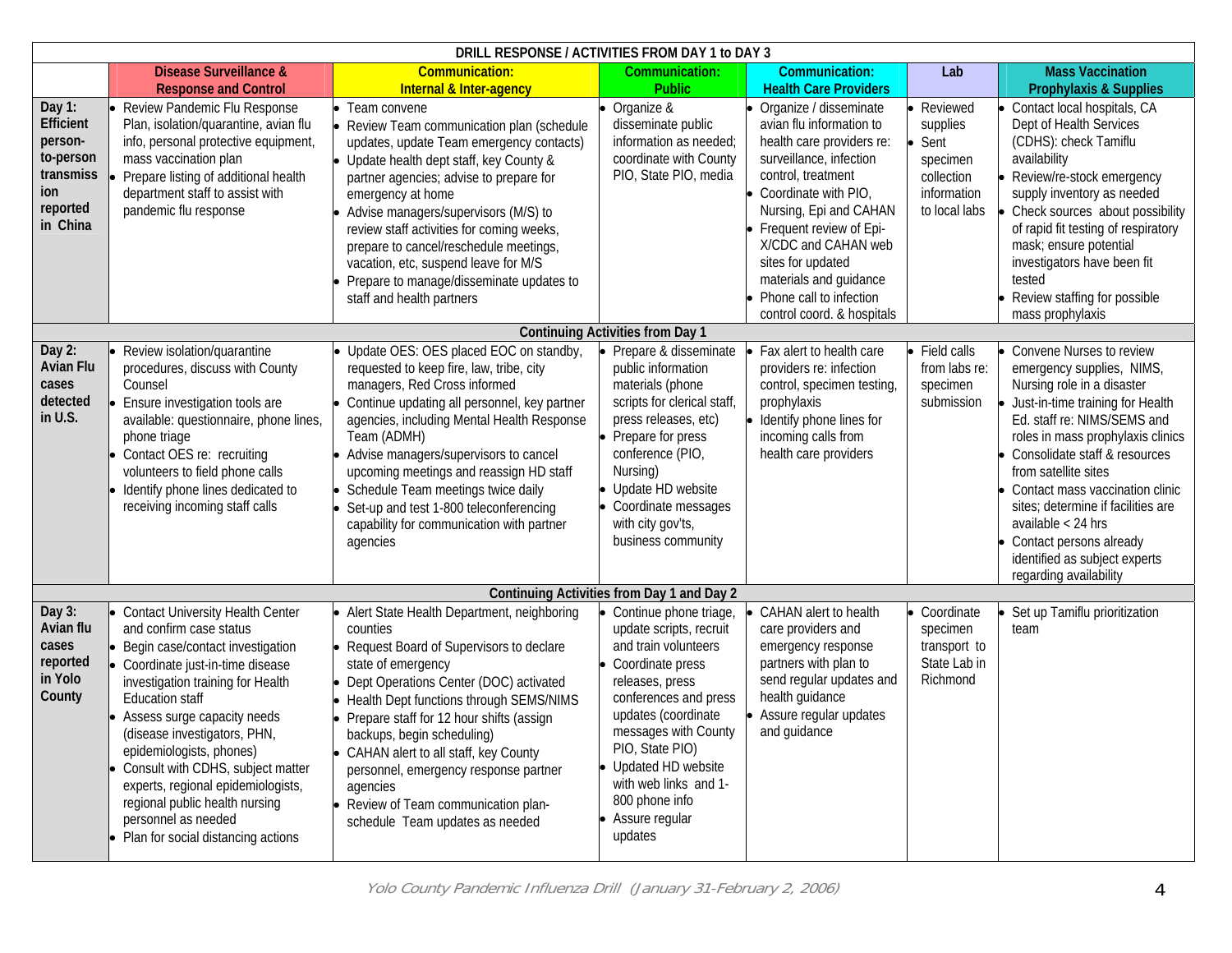| DRILL RESPONSE / ACTIVITIES FROM DAY 1 to DAY 3 | | | | | | |
|---|---|---|---|---|---|---|
| | **Disease Surveillance & Response and Control** | **Communication: Internal & Inter-agency** | **Communication: Public** | **Communication: Health Care Providers** | **Lab** | **Mass Vaccination Prophylaxis & Supplies** |
| **Day 1: Efficient person-to-person transmission reported in China** | • Review Pandemic Flu Response Plan, isolation/quarantine, avian flu info, personal protective equipment, mass vaccination plan<br>• Prepare listing of additional health department staff to assist with pandemic flu response | • Team convene<br>• Review Team communication plan (schedule updates, update Team emergency contacts)<br>• Update health dept staff, key County & partner agencies; advise to prepare for emergency at home<br>• Advise managers/supervisors (M/S) to review staff activities for coming weeks, prepare to cancel/reschedule meetings, vacation, etc, suspend leave for M/S<br>• Prepare to manage/disseminate updates to staff and health partners | • Organize & disseminate public information as needed; coordinate with County PIO, State PIO, media | • Organize / disseminate avian flu information to health care providers re: surveillance, infection control, treatment<br>• Coordinate with PIO, Nursing, Epi and CAHAN<br>• Frequent review of Epi-X/CDC and CAHAN web sites for updated materials and guidance<br>• Phone call to infection control coord. & hospitals | • Reviewed supplies<br>• Sent specimen collection information to local labs | • Contact local hospitals, CA Dept of Health Services (CDHS): check Tamiflu availability<br>• Review/re-stock emergency supply inventory as needed<br>• Check sources about possibility of rapid fit testing of respiratory mask; ensure potential investigators have been fit tested<br>• Review staffing for possible mass prophylaxis |
| **Continuing Activities from Day 1** | | | | | | |
| **Day 2: Avian Flu cases detected in U.S.** | • Review isolation/quarantine procedures, discuss with County Counsel<br>• Ensure investigation tools are available: questionnaire, phone lines, phone triage<br>• Contact OES re: recruiting volunteers to field phone calls<br>• Identify phone lines dedicated to receiving incoming staff calls | • Update OES: OES placed EOC on standby, requested to keep fire, law, tribe, city managers, Red Cross informed<br>• Continue updating all personnel, key partner agencies, including Mental Health Response Team (ADMH)<br>• Advise managers/supervisors to cancel upcoming meetings and reassign HD staff<br>• Schedule Team meetings twice daily<br>• Set-up and test 1-800 teleconferencing capability for communication with partner agencies | • Prepare & disseminate public information materials (phone scripts for clerical staff, press releases, etc)<br>• Prepare for press conference (PIO, Nursing)<br>• Update HD website<br>• Coordinate messages with city gov'ts, business community | • Fax alert to health care providers re: infection control, specimen testing, prophylaxis<br>• Identify phone lines for incoming calls from health care providers | • Field calls from labs re: specimen submission | • Convene Nurses to review emergency supplies, NIMS, Nursing role in a disaster<br>• Just-in-time training for Health Ed. staff re: NIMS/SEMS and roles in mass prophylaxis clinics<br>• Consolidate staff & resources from satellite sites<br>• Contact mass vaccination clinic sites; determine if facilities are available < 24 hrs<br>• Contact persons already identified as subject experts regarding availability |
| **Continuing Activities from Day 1 and Day 2** | | | | | | |
| **Day 3: Avian flu cases reported in Yolo County** | • Contact University Health Center and confirm case status<br>• Begin case/contact investigation<br>• Coordinate just-in-time disease investigation training for Health Education staff<br>• Assess surge capacity needs (disease investigators, PHN, epidemiologists, phones)<br>• Consult with CDHS, subject matter experts, regional epidemiologists, regional public health nursing personnel as needed<br>• Plan for social distancing actions | • Alert State Health Department, neighboring counties<br>• Request Board of Supervisors to declare state of emergency<br>• Dept Operations Center (DOC) activated<br>• Health Dept functions through SEMS/NIMS<br>• Prepare staff for 12 hour shifts (assign backups, begin scheduling)<br>• CAHAN alert to all staff, key County personnel, emergency response partner agencies<br>• Review of Team communication plan- schedule Team updates as needed | • Continue phone triage, update scripts, recruit and train volunteers<br>• Coordinate press releases, press conferences and press updates (coordinate messages with County PIO, State PIO)<br>• Updated HD website with web links and 1-800 phone info<br>• Assure regular updates | • CAHAN alert to health care providers and emergency response partners with plan to send regular updates and health guidance<br>• Assure regular updates and guidance | • Coordinate specimen transport to State Lab in Richmond | • Set up Tamiflu prioritization team |

*Yolo County Pandemic Influenza Drill (January 31-February 2, 2006)*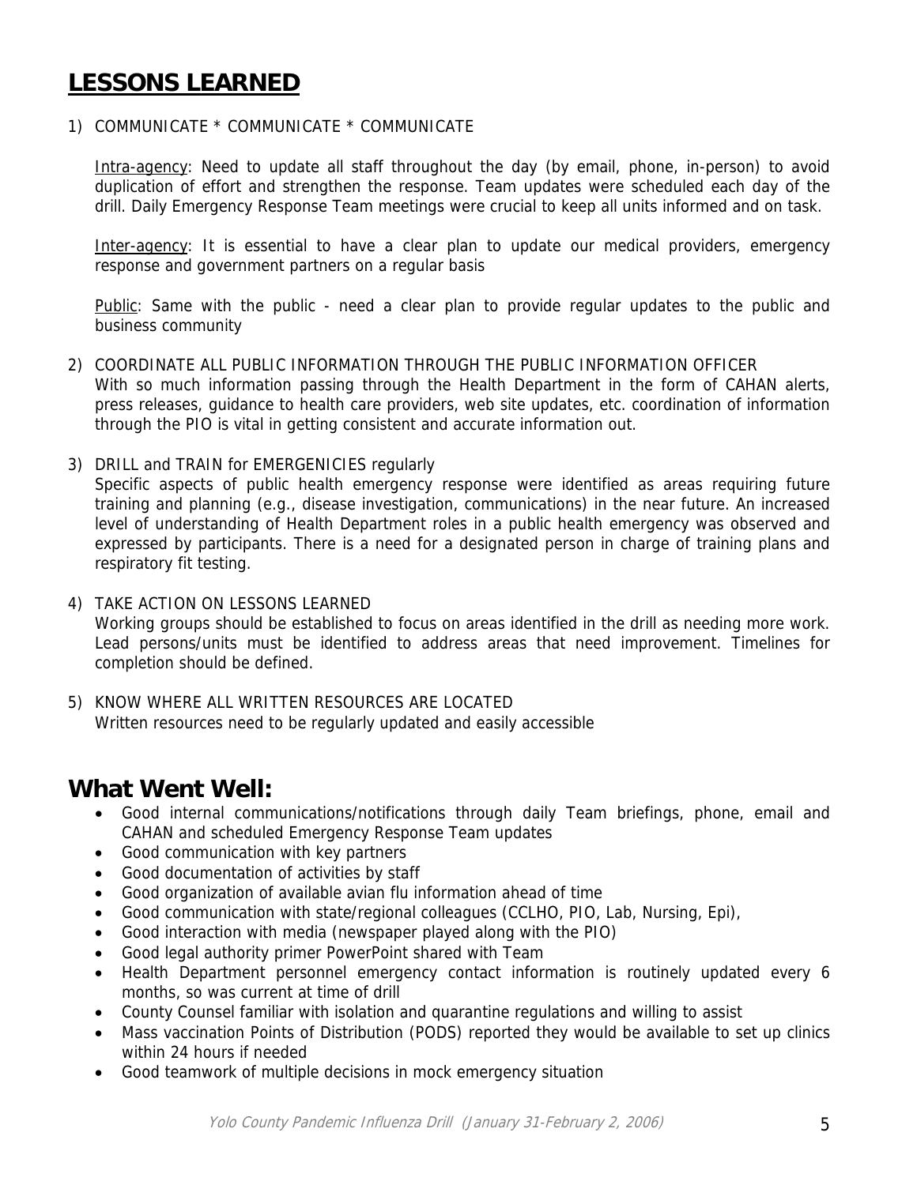# LESSONS LEARNED

1) COMMUNICATE * COMMUNICATE * COMMUNICATE

   Intra-agency: Need to update all staff throughout the day (by email, phone, in-person) to avoid duplication of effort and strengthen the response. Team updates were scheduled each day of the drill. Daily Emergency Response Team meetings were crucial to keep all units informed and on task.

   Inter-agency: It is essential to have a clear plan to update our medical providers, emergency response and government partners on a regular basis

   Public: Same with the public - need a clear plan to provide regular updates to the public and business community

2) COORDINATE ALL PUBLIC INFORMATION THROUGH THE PUBLIC INFORMATION OFFICER
   With so much information passing through the Health Department in the form of CAHAN alerts, press releases, guidance to health care providers, web site updates, etc. coordination of information through the PIO is vital in getting consistent and accurate information out.

3) DRILL and TRAIN for EMERGENICIES regularly
   Specific aspects of public health emergency response were identified as areas requiring future training and planning (e.g., disease investigation, communications) in the near future. An increased level of understanding of Health Department roles in a public health emergency was observed and expressed by participants. There is a need for a designated person in charge of training plans and respiratory fit testing.

4) TAKE ACTION ON LESSONS LEARNED
   Working groups should be established to focus on areas identified in the drill as needing more work. Lead persons/units must be identified to address areas that need improvement. Timelines for completion should be defined.

5) KNOW WHERE ALL WRITTEN RESOURCES ARE LOCATED
   Written resources need to be regularly updated and easily accessible

# What Went Well:

- Good internal communications/notifications through daily Team briefings, phone, email and CAHAN and scheduled Emergency Response Team updates
- Good communication with key partners
- Good documentation of activities by staff
- Good organization of available avian flu information ahead of time
- Good communication with state/regional colleagues (CCLHO, PIO, Lab, Nursing, Epi),
- Good interaction with media (newspaper played along with the PIO)
- Good legal authority primer PowerPoint shared with Team
- Health Department personnel emergency contact information is routinely updated every 6 months, so was current at time of drill
- County Counsel familiar with isolation and quarantine regulations and willing to assist
- Mass vaccination Points of Distribution (PODS) reported they would be available to set up clinics within 24 hours if needed
- Good teamwork of multiple decisions in mock emergency situation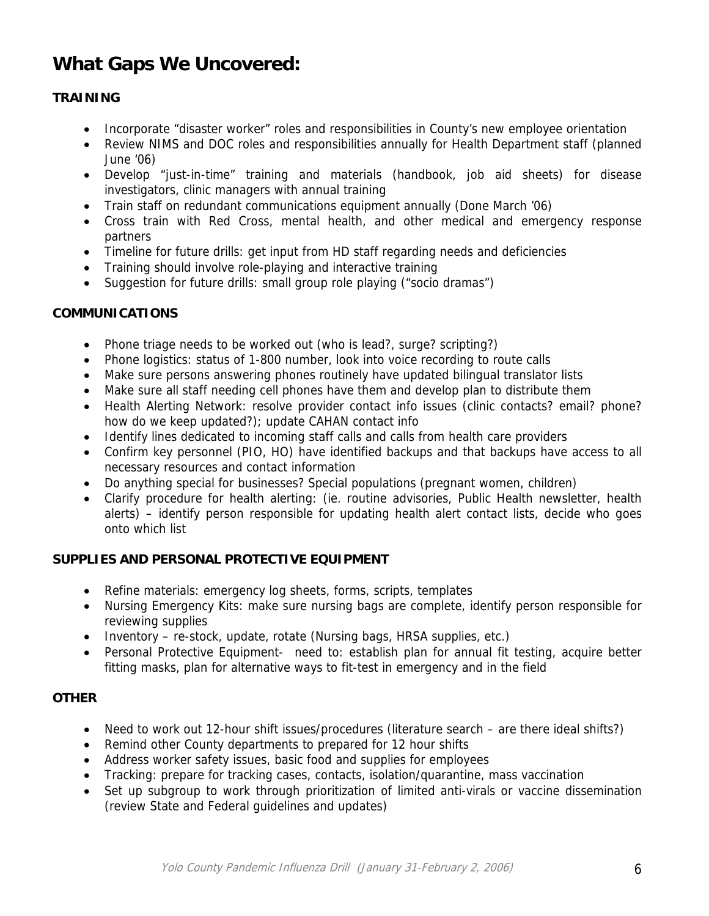# What Gaps We Uncovered:

**TRAINING**

- Incorporate "disaster worker" roles and responsibilities in County's new employee orientation
- Review NIMS and DOC roles and responsibilities annually for Health Department staff (planned June '06)
- Develop "just-in-time" training and materials (handbook, job aid sheets) for disease investigators, clinic managers with annual training
- Train staff on redundant communications equipment annually (Done March '06)
- Cross train with Red Cross, mental health, and other medical and emergency response partners
- Timeline for future drills: get input from HD staff regarding needs and deficiencies
- Training should involve role-playing and interactive training
- Suggestion for future drills: small group role playing ("socio dramas")

**COMMUNICATIONS**

- Phone triage needs to be worked out (who is lead?, surge? scripting?)
- Phone logistics: status of 1-800 number, look into voice recording to route calls
- Make sure persons answering phones routinely have updated bilingual translator lists
- Make sure all staff needing cell phones have them and develop plan to distribute them
- Health Alerting Network: resolve provider contact info issues (clinic contacts? email? phone? how do we keep updated?); update CAHAN contact info
- Identify lines dedicated to incoming staff calls and calls from health care providers
- Confirm key personnel (PIO, HO) have identified backups and that backups have access to all necessary resources and contact information
- Do anything special for businesses? Special populations (pregnant women, children)
- Clarify procedure for health alerting: (ie. routine advisories, Public Health newsletter, health alerts) – identify person responsible for updating health alert contact lists, decide who goes onto which list

**SUPPLIES AND PERSONAL PROTECTIVE EQUIPMENT**

- Refine materials: emergency log sheets, forms, scripts, templates
- Nursing Emergency Kits: make sure nursing bags are complete, identify person responsible for reviewing supplies
- Inventory – re-stock, update, rotate (Nursing bags, HRSA supplies, etc.)
- Personal Protective Equipment- need to: establish plan for annual fit testing, acquire better fitting masks, plan for alternative ways to fit-test in emergency and in the field

**OTHER**

- Need to work out 12-hour shift issues/procedures (literature search – are there ideal shifts?)
- Remind other County departments to prepared for 12 hour shifts
- Address worker safety issues, basic food and supplies for employees
- Tracking: prepare for tracking cases, contacts, isolation/quarantine, mass vaccination
- Set up subgroup to work through prioritization of limited anti-virals or vaccine dissemination (review State and Federal guidelines and updates)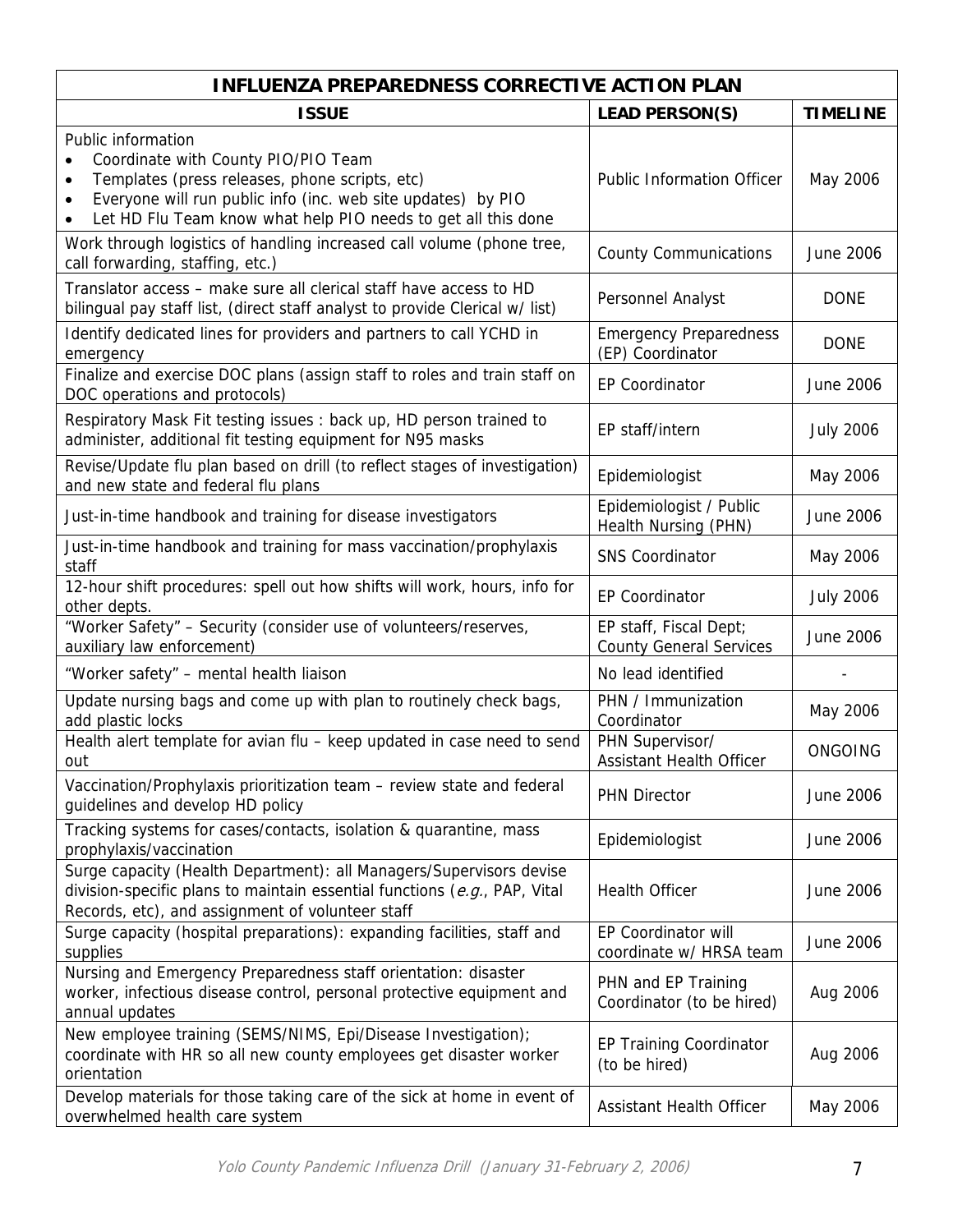| INFLUENZA PREPAREDNESS CORRECTIVE ACTION PLAN | | |
|---|---|---|
| **ISSUE** | **LEAD PERSON(S)** | **TIMELINE** |
| Public information<br>• Coordinate with County PIO/PIO Team<br>• Templates (press releases, phone scripts, etc)<br>• Everyone will run public info (inc. web site updates) by PIO<br>• Let HD Flu Team know what help PIO needs to get all this done | Public Information Officer | May 2006 |
| Work through logistics of handling increased call volume (phone tree, call forwarding, staffing, etc.) | County Communications | June 2006 |
| Translator access – make sure all clerical staff have access to HD bilingual pay staff list, (direct staff analyst to provide Clerical w/ list) | Personnel Analyst | DONE |
| Identify dedicated lines for providers and partners to call YCHD in emergency | Emergency Preparedness (EP) Coordinator | DONE |
| Finalize and exercise DOC plans (assign staff to roles and train staff on DOC operations and protocols) | EP Coordinator | June 2006 |
| Respiratory Mask Fit testing issues : back up, HD person trained to administer, additional fit testing equipment for N95 masks | EP staff/intern | July 2006 |
| Revise/Update flu plan based on drill (to reflect stages of investigation) and new state and federal flu plans | Epidemiologist | May 2006 |
| Just-in-time handbook and training for disease investigators | Epidemiologist / Public Health Nursing (PHN) | June 2006 |
| Just-in-time handbook and training for mass vaccination/prophylaxis staff | SNS Coordinator | May 2006 |
| 12-hour shift procedures: spell out how shifts will work, hours, info for other depts. | EP Coordinator | July 2006 |
| "Worker Safety" – Security (consider use of volunteers/reserves, auxiliary law enforcement) | EP staff, Fiscal Dept; County General Services | June 2006 |
| "Worker safety" – mental health liaison | No lead identified | - |
| Update nursing bags and come up with plan to routinely check bags, add plastic locks | PHN / Immunization Coordinator | May 2006 |
| Health alert template for avian flu – keep updated in case need to send out | PHN Supervisor/ Assistant Health Officer | ONGOING |
| Vaccination/Prophylaxis prioritization team – review state and federal guidelines and develop HD policy | PHN Director | June 2006 |
| Tracking systems for cases/contacts, isolation & quarantine, mass prophylaxis/vaccination | Epidemiologist | June 2006 |
| Surge capacity (Health Department): all Managers/Supervisors devise division-specific plans to maintain essential functions (*e.g.*, PAP, Vital Records, etc), and assignment of volunteer staff | Health Officer | June 2006 |
| Surge capacity (hospital preparations): expanding facilities, staff and supplies | EP Coordinator will coordinate w/ HRSA team | June 2006 |
| Nursing and Emergency Preparedness staff orientation: disaster worker, infectious disease control, personal protective equipment and annual updates | PHN and EP Training Coordinator (to be hired) | Aug 2006 |
| New employee training (SEMS/NIMS, Epi/Disease Investigation); coordinate with HR so all new county employees get disaster worker orientation | EP Training Coordinator (to be hired) | Aug 2006 |
| Develop materials for those taking care of the sick at home in event of overwhelmed health care system | Assistant Health Officer | May 2006 |